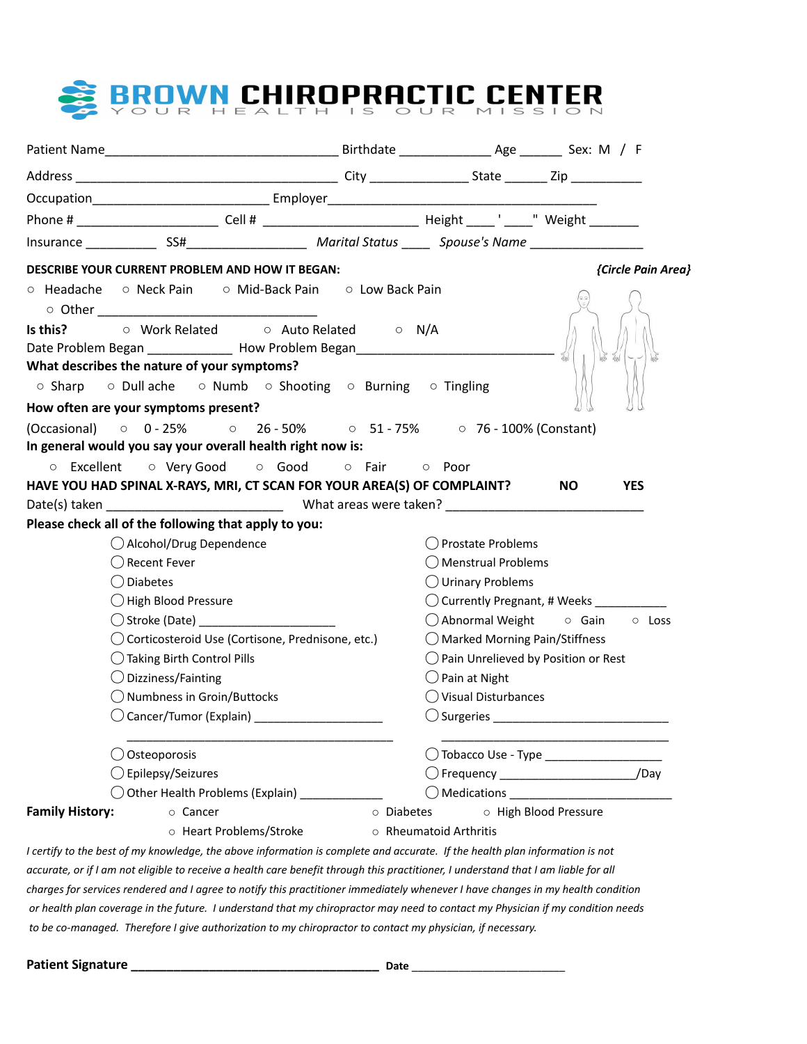# BROWN CHIROPRACTIC CENTER

YOUR HEALTH IS OUR MISSION

Patient Name_________________________________ Birthdate _____________ Age ______ Sex: M / F

Address ______________________________________ City ______________ State ______ Zip __________

Occupation________________________ Employer________________________________________

Phone # ____________________ Cell # ______________________ Height ____ ' ____" Weight _______

Insurance __________ SS#_________________ *Marital Status* ____ *Spouse's Name* ________________

**DESCRIBE YOUR CURRENT PROBLEM AND HOW IT BEGAN:** ***{Circle Pain Area}***

○ Headache ○ Neck Pain ○ Mid-Back Pain ○ Low Back Pain

○ Other ______________________________

**Is this?** ○ Work Related ○ Auto Related ○ N/A

Date Problem Began ____________ How Problem Began____________________________

**What describes the nature of your symptoms?**

○ Sharp ○ Dull ache ○ Numb ○ Shooting ○ Burning ○ Tingling

**How often are your symptoms present?**

(Occasional) ○ 0 - 25% ○ 26 - 50% ○ 51 - 75% ○ 76 - 100% (Constant)

**In general would you say your overall health right now is:**

○ Excellent ○ Very Good ○ Good ○ Fair ○ Poor

**HAVE YOU HAD SPINAL X-RAYS, MRI, CT SCAN FOR YOUR AREA(S) OF COMPLAINT? NO YES**

Date(s) taken ________________________ What areas were taken? ___________________________

**Please check all of the following that apply to you:**

- ◯ Alcohol/Drug Dependence
- ◯ Recent Fever
- ◯ Diabetes
- ◯ High Blood Pressure
- ◯ Stroke (Date) ____________________
- ◯ Corticosteroid Use (Cortisone, Prednisone, etc.)
- ◯ Taking Birth Control Pills
- ◯ Dizziness/Fainting
- ◯ Numbness in Groin/Buttocks
- ◯ Cancer/Tumor (Explain) __________________ ______________________________________
- ◯ Osteoporosis
- ◯ Epilepsy/Seizures
- ◯ Other Health Problems (Explain) ____________
- ◯ Prostate Problems
- ◯ Menstrual Problems
- ◯ Urinary Problems
- ◯ Currently Pregnant, # Weeks ___________
- ◯ Abnormal Weight ○ Gain ○ Loss
- ◯ Marked Morning Pain/Stiffness
- ◯ Pain Unrelieved by Position or Rest
- ◯ Pain at Night
- ◯ Visual Disturbances
- ◯ Surgeries __________________________ ______________________________________
- ◯ Tobacco Use - Type _________________
- ◯ Frequency ____________________/Day
- ◯ Medications _________________________

**Family History:** ○ Cancer ○ Diabetes ○ High Blood Pressure ○ Heart Problems/Stroke ○ Rheumatoid Arthritis

*I certify to the best of my knowledge, the above information is complete and accurate. If the health plan information is not accurate, or if I am not eligible to receive a health care benefit through this practitioner, I understand that I am liable for all charges for services rendered and I agree to notify this practitioner immediately whenever I have changes in my health condition or health plan coverage in the future. I understand that my chiropractor may need to contact my Physician if my condition needs to be co-managed. Therefore I give authorization to my chiropractor to contact my physician, if necessary.*

**Patient Signature** ___________________________________ **Date** ________________________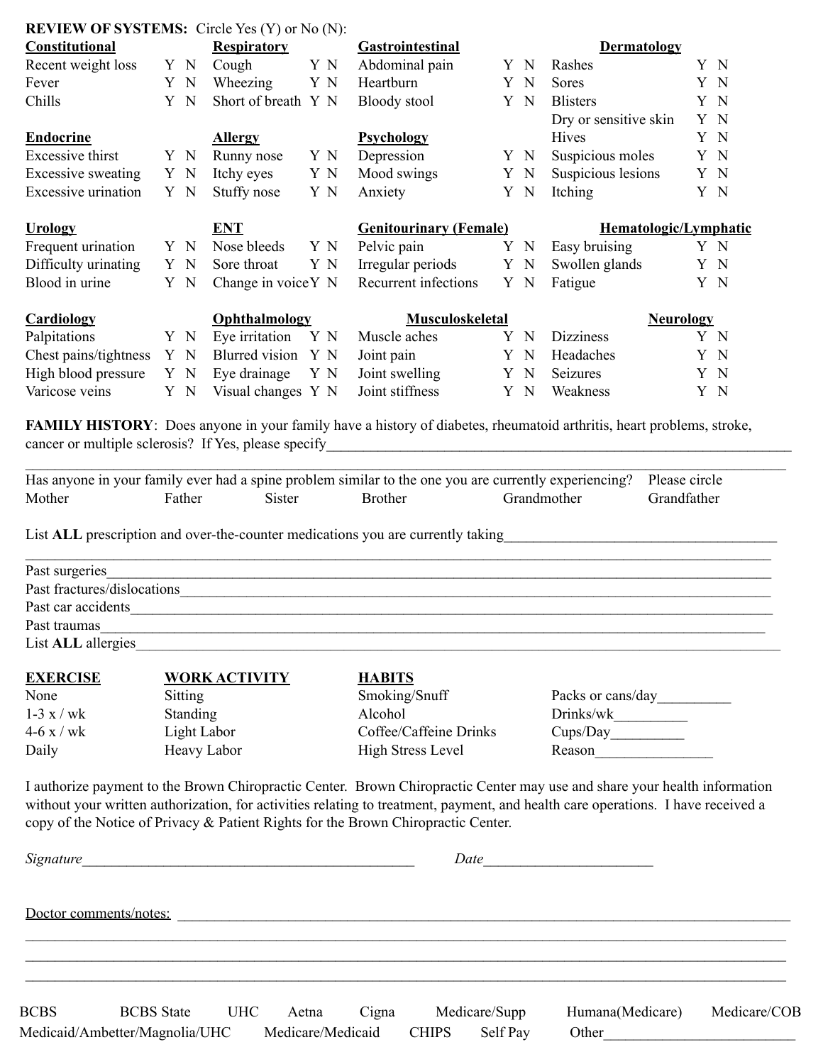**REVIEW OF SYSTEMS:** Circle Yes (Y) or No (N):

| **Constitutional** | | **Respiratory** | | **Gastrointestinal** | | **Dermatology** | |
|---|---|---|---|---|---|---|---|
| Recent weight loss | Y N | Cough | Y N | Abdominal pain | Y N | Rashes | Y N |
| Fever | Y N | Wheezing | Y N | Heartburn | Y N | Sores | Y N |
| Chills | Y N | Short of breath | Y N | Bloody stool | Y N | Blisters | Y N |
| | | | | | | Dry or sensitive skin | Y N |
| **Endocrine** | | **Allergy** | | **Psychology** | | Hives | Y N |
| Excessive thirst | Y N | Runny nose | Y N | Depression | Y N | Suspicious moles | Y N |
| Excessive sweating | Y N | Itchy eyes | Y N | Mood swings | Y N | Suspicious lesions | Y N |
| Excessive urination | Y N | Stuffy nose | Y N | Anxiety | Y N | Itching | Y N |
| **Urology** | | **ENT** | | **Genitourinary (Female)** | | **Hematologic/Lymphatic** | |
| Frequent urination | Y N | Nose bleeds | Y N | Pelvic pain | Y N | Easy bruising | Y N |
| Difficulty urinating | Y N | Sore throat | Y N | Irregular periods | Y N | Swollen glands | Y N |
| Blood in urine | Y N | Change in voice | Y N | Recurrent infections | Y N | Fatigue | Y N |
| **Cardiology** | | **Ophthalmology** | | **Musculoskeletal** | | **Neurology** | |
| Palpitations | Y N | Eye irritation | Y N | Muscle aches | Y N | Dizziness | Y N |
| Chest pains/tightness | Y N | Blurred vision | Y N | Joint pain | Y N | Headaches | Y N |
| High blood pressure | Y N | Eye drainage | Y N | Joint swelling | Y N | Seizures | Y N |
| Varicose veins | Y N | Visual changes | Y N | Joint stiffness | Y N | Weakness | Y N |

**FAMILY HISTORY**: Does anyone in your family have a history of diabetes, rheumatoid arthritis, heart problems, stroke, cancer or multiple sclerosis? If Yes, please specify________________________________________________________________

________________________________________________________________________________________________

Has anyone in your family ever had a spine problem similar to the one you are currently experiencing? Please circle

Mother Father Sister Brother Grandmother Grandfather

List **ALL** prescription and over-the-counter medications you are currently taking____________________________________

________________________________________________________________________________________________

Past surgeries__________________________________________________________________________________

Past fractures/dislocations_______________________________________________________________________

Past car accidents_______________________________________________________________________________

Past traumas___________________________________________________________________________________

List **ALL** allergies_____________________________________________________________________________

| **EXERCISE** | **WORK ACTIVITY** | **HABITS** | |
|---|---|---|---|
| None | Sitting | Smoking/Snuff | Packs or cans/day__________ |
| 1-3 x / wk | Standing | Alcohol | Drinks/wk__________ |
| 4-6 x / wk | Light Labor | Coffee/Caffeine Drinks | Cups/Day__________ |
| Daily | Heavy Labor | High Stress Level | Reason________________ |

I authorize payment to the Brown Chiropractic Center. Brown Chiropractic Center may use and share your health information without your written authorization, for activities relating to treatment, payment, and health care operations. I have received a copy of the Notice of Privacy & Patient Rights for the Brown Chiropractic Center.

*Signature*_______________________________________________ *Date*_______________________

Doctor comments/notes: ___________________________________________________________________________

________________________________________________________________________________________________

________________________________________________________________________________________________

________________________________________________________________________________________________

BCBS BCBS State UHC Aetna Cigna Medicare/Supp Humana(Medicare) Medicare/COB

Medicaid/Ambetter/Magnolia/UHC Medicare/Medicaid CHIPS Self Pay Other__________________________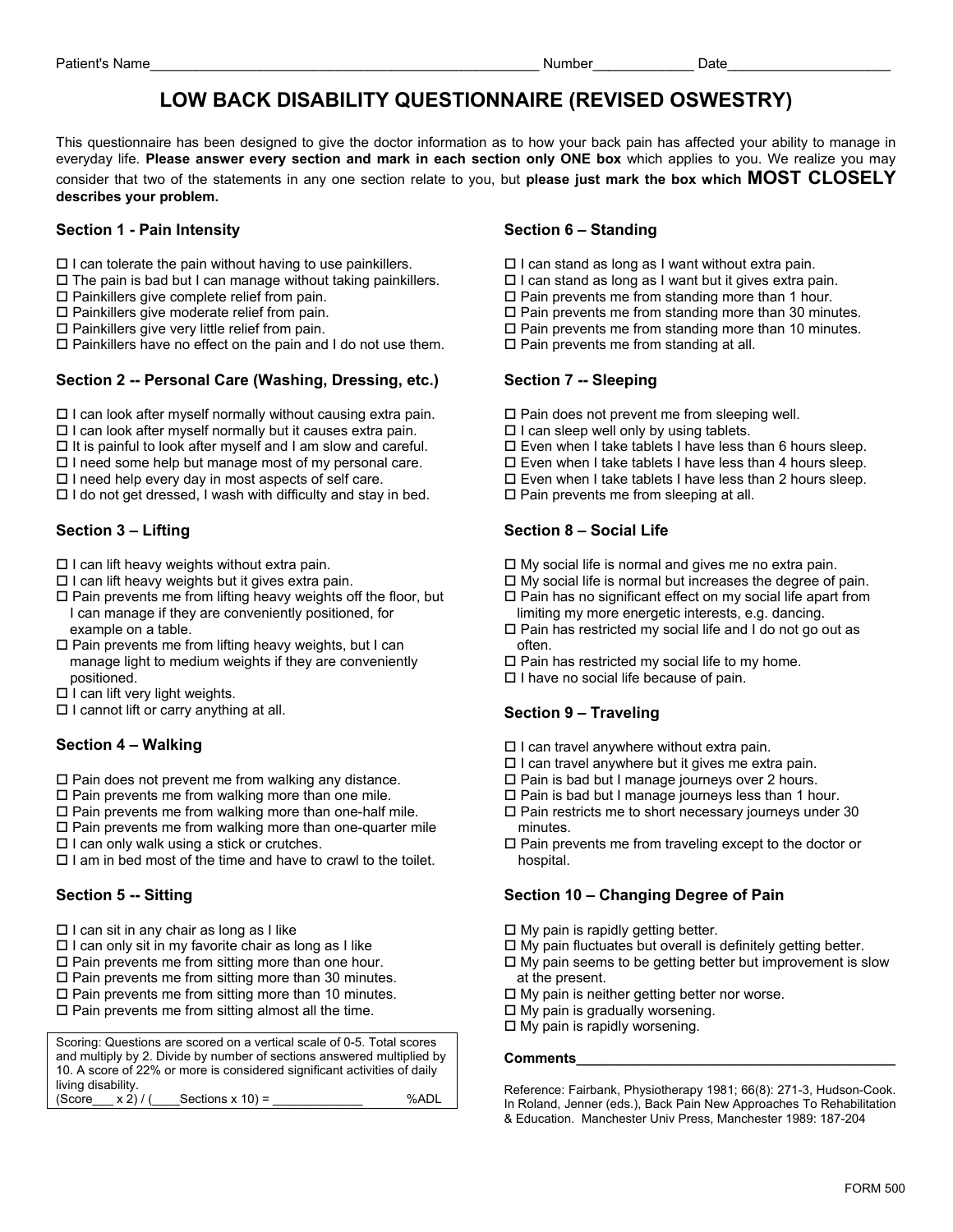Patient's Name___________________________________________________ Number_____________ Date_____________________

# LOW BACK DISABILITY QUESTIONNAIRE (REVISED OSWESTRY)

This questionnaire has been designed to give the doctor information as to how your back pain has affected your ability to manage in everyday life. **Please answer every section and mark in each section only ONE box** which applies to you. We realize you may consider that two of the statements in any one section relate to you, but **please just mark the box which MOST CLOSELY describes your problem.**

### Section 1 - Pain Intensity

- ☐ I can tolerate the pain without having to use painkillers.
- ☐ The pain is bad but I can manage without taking painkillers.
- ☐ Painkillers give complete relief from pain.
- ☐ Painkillers give moderate relief from pain.
- ☐ Painkillers give very little relief from pain.
- ☐ Painkillers have no effect on the pain and I do not use them.

### Section 2 -- Personal Care (Washing, Dressing, etc.)

- ☐ I can look after myself normally without causing extra pain.
- ☐ I can look after myself normally but it causes extra pain.
- ☐ It is painful to look after myself and I am slow and careful.
- ☐ I need some help but manage most of my personal care.
- ☐ I need help every day in most aspects of self care.
- ☐ I do not get dressed, I wash with difficulty and stay in bed.

### Section 3 – Lifting

- ☐ I can lift heavy weights without extra pain.
- ☐ I can lift heavy weights but it gives extra pain.
- ☐ Pain prevents me from lifting heavy weights off the floor, but I can manage if they are conveniently positioned, for example on a table.
- ☐ Pain prevents me from lifting heavy weights, but I can manage light to medium weights if they are conveniently positioned.
- ☐ I can lift very light weights.
- ☐ I cannot lift or carry anything at all.

### Section 4 – Walking

- ☐ Pain does not prevent me from walking any distance.
- ☐ Pain prevents me from walking more than one mile.
- ☐ Pain prevents me from walking more than one-half mile.
- ☐ Pain prevents me from walking more than one-quarter mile
- ☐ I can only walk using a stick or crutches.
- ☐ I am in bed most of the time and have to crawl to the toilet.

### Section 5 -- Sitting

- ☐ I can sit in any chair as long as I like
- ☐ I can only sit in my favorite chair as long as I like
- ☐ Pain prevents me from sitting more than one hour.
- ☐ Pain prevents me from sitting more than 30 minutes.
- ☐ Pain prevents me from sitting more than 10 minutes.
- ☐ Pain prevents me from sitting almost all the time.

Scoring: Questions are scored on a vertical scale of 0-5. Total scores and multiply by 2. Divide by number of sections answered multiplied by 10. A score of 22% or more is considered significant activities of daily living disability.
(Score___ x 2) / (____Sections x 10) = _____________ %ADL

### Section 6 – Standing

- ☐ I can stand as long as I want without extra pain.
- ☐ I can stand as long as I want but it gives extra pain.
- ☐ Pain prevents me from standing more than 1 hour.
- ☐ Pain prevents me from standing more than 30 minutes.
- ☐ Pain prevents me from standing more than 10 minutes.
- ☐ Pain prevents me from standing at all.

### Section 7 -- Sleeping

- ☐ Pain does not prevent me from sleeping well.
- ☐ I can sleep well only by using tablets.
- ☐ Even when I take tablets I have less than 6 hours sleep.
- ☐ Even when I take tablets I have less than 4 hours sleep.
- ☐ Even when I take tablets I have less than 2 hours sleep.
- ☐ Pain prevents me from sleeping at all.

### Section 8 – Social Life

- ☐ My social life is normal and gives me no extra pain.
- ☐ My social life is normal but increases the degree of pain.
- ☐ Pain has no significant effect on my social life apart from limiting my more energetic interests, e.g. dancing.
- ☐ Pain has restricted my social life and I do not go out as often.
- ☐ Pain has restricted my social life to my home.
- ☐ I have no social life because of pain.

### Section 9 – Traveling

- ☐ I can travel anywhere without extra pain.
- ☐ I can travel anywhere but it gives me extra pain.
- ☐ Pain is bad but I manage journeys over 2 hours.
- ☐ Pain is bad but I manage journeys less than 1 hour.
- ☐ Pain restricts me to short necessary journeys under 30 minutes.
- ☐ Pain prevents me from traveling except to the doctor or hospital.

### Section 10 – Changing Degree of Pain

- ☐ My pain is rapidly getting better.
- ☐ My pain fluctuates but overall is definitely getting better.
- ☐ My pain seems to be getting better but improvement is slow at the present.
- ☐ My pain is neither getting better nor worse.
- ☐ My pain is gradually worsening.
- ☐ My pain is rapidly worsening.

**Comments**_________________________________________

Reference: Fairbank, Physiotherapy 1981; 66(8): 271-3, Hudson-Cook. In Roland, Jenner (eds.), Back Pain New Approaches To Rehabilitation & Education. Manchester Univ Press, Manchester 1989: 187-204

FORM 500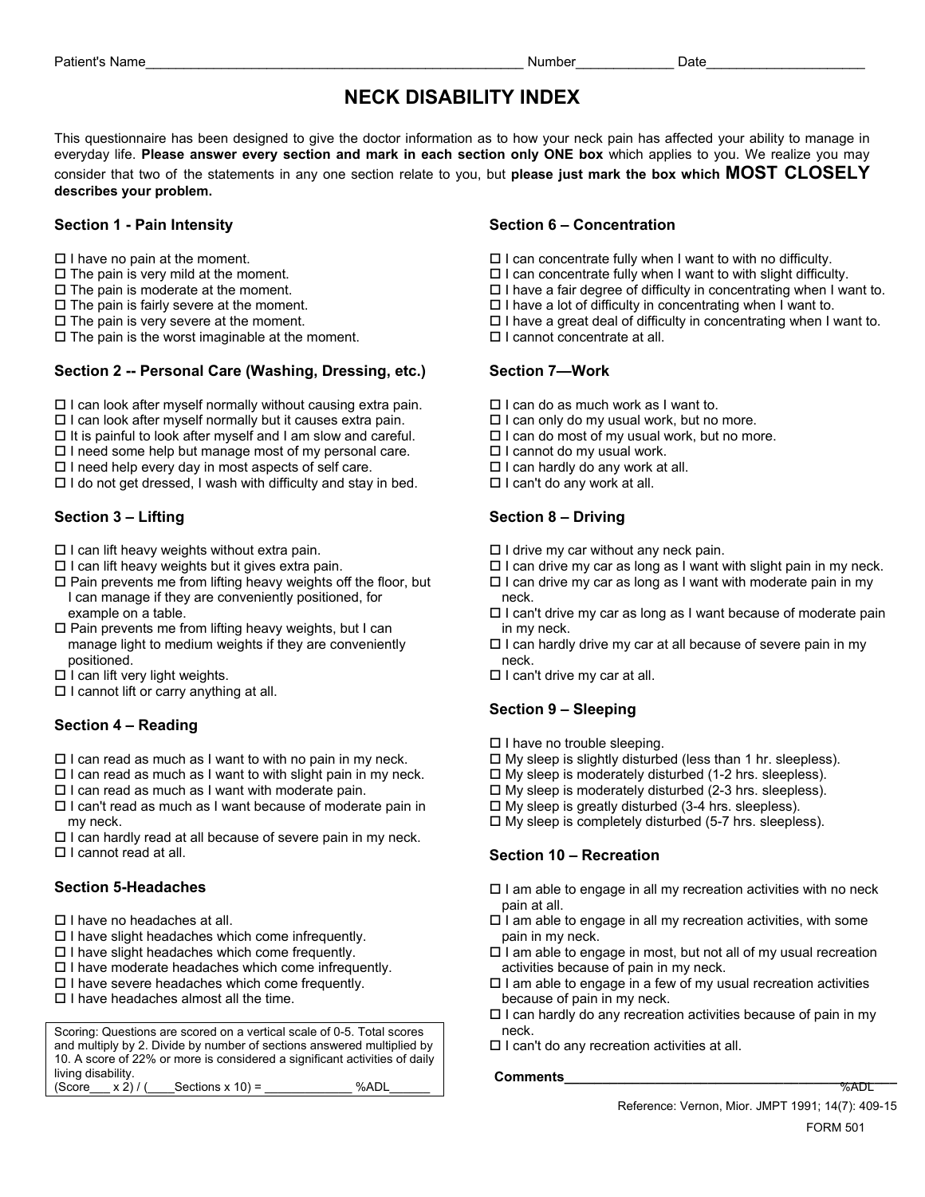Patient's Name_____________________________________________________ Number_____________ Date_____________________

# NECK DISABILITY INDEX

This questionnaire has been designed to give the doctor information as to how your neck pain has affected your ability to manage in everyday life. **Please answer every section and mark in each section only ONE box** which applies to you. We realize you may consider that two of the statements in any one section relate to you, but **please just mark the box which MOST CLOSELY describes your problem.**

### Section 1 - Pain Intensity

- ☐ I have no pain at the moment.
- ☐ The pain is very mild at the moment.
- ☐ The pain is moderate at the moment.
- ☐ The pain is fairly severe at the moment.
- ☐ The pain is very severe at the moment.
- ☐ The pain is the worst imaginable at the moment.

### Section 2 -- Personal Care (Washing, Dressing, etc.)

- ☐ I can look after myself normally without causing extra pain.
- ☐ I can look after myself normally but it causes extra pain.
- ☐ It is painful to look after myself and I am slow and careful.
- ☐ I need some help but manage most of my personal care.
- ☐ I need help every day in most aspects of self care.
- ☐ I do not get dressed, I wash with difficulty and stay in bed.

### Section 3 – Lifting

- ☐ I can lift heavy weights without extra pain.
- ☐ I can lift heavy weights but it gives extra pain.
- ☐ Pain prevents me from lifting heavy weights off the floor, but I can manage if they are conveniently positioned, for example on a table.
- ☐ Pain prevents me from lifting heavy weights, but I can manage light to medium weights if they are conveniently positioned.
- ☐ I can lift very light weights.
- ☐ I cannot lift or carry anything at all.

### Section 4 – Reading

- ☐ I can read as much as I want to with no pain in my neck.
- ☐ I can read as much as I want to with slight pain in my neck.
- ☐ I can read as much as I want with moderate pain.
- ☐ I can't read as much as I want because of moderate pain in my neck.
- ☐ I can hardly read at all because of severe pain in my neck.
- ☐ I cannot read at all.

### Section 5-Headaches

- ☐ I have no headaches at all.
- ☐ I have slight headaches which come infrequently.
- ☐ I have slight headaches which come frequently.
- ☐ I have moderate headaches which come infrequently.
- ☐ I have severe headaches which come frequently.
- ☐ I have headaches almost all the time.

Scoring: Questions are scored on a vertical scale of 0-5. Total scores and multiply by 2. Divide by number of sections answered multiplied by 10. A score of 22% or more is considered a significant activities of daily living disability.
(Score___ x 2) / (____Sections x 10) = _____________ %ADL______

### Section 6 – Concentration

- ☐ I can concentrate fully when I want to with no difficulty.
- ☐ I can concentrate fully when I want to with slight difficulty.
- ☐ I have a fair degree of difficulty in concentrating when I want to.
- ☐ I have a lot of difficulty in concentrating when I want to.
- ☐ I have a great deal of difficulty in concentrating when I want to.
- ☐ I cannot concentrate at all.

### Section 7—Work

- ☐ I can do as much work as I want to.
- ☐ I can only do my usual work, but no more.
- ☐ I can do most of my usual work, but no more.
- ☐ I cannot do my usual work.
- ☐ I can hardly do any work at all.
- ☐ I can't do any work at all.

### Section 8 – Driving

- ☐ I drive my car without any neck pain.
- ☐ I can drive my car as long as I want with slight pain in my neck.
- ☐ I can drive my car as long as I want with moderate pain in my neck.
- ☐ I can't drive my car as long as I want because of moderate pain in my neck.
- ☐ I can hardly drive my car at all because of severe pain in my neck.
- ☐ I can't drive my car at all.

### Section 9 – Sleeping

- ☐ I have no trouble sleeping.
- ☐ My sleep is slightly disturbed (less than 1 hr. sleepless).
- ☐ My sleep is moderately disturbed (1-2 hrs. sleepless).
- ☐ My sleep is moderately disturbed (2-3 hrs. sleepless).
- ☐ My sleep is greatly disturbed (3-4 hrs. sleepless).
- ☐ My sleep is completely disturbed (5-7 hrs. sleepless).

### Section 10 – Recreation

- ☐ I am able to engage in all my recreation activities with no neck pain at all.
- ☐ I am able to engage in all my recreation activities, with some pain in my neck.
- ☐ I am able to engage in most, but not all of my usual recreation activities because of pain in my neck.
- ☐ I am able to engage in a few of my usual recreation activities because of pain in my neck.
- ☐ I can hardly do any recreation activities because of pain in my neck.
- ☐ I can't do any recreation activities at all.

**Comments**_________________________________________ %ADL

Reference: Vernon, Mior. JMPT 1991; 14(7): 409-15

FORM 501